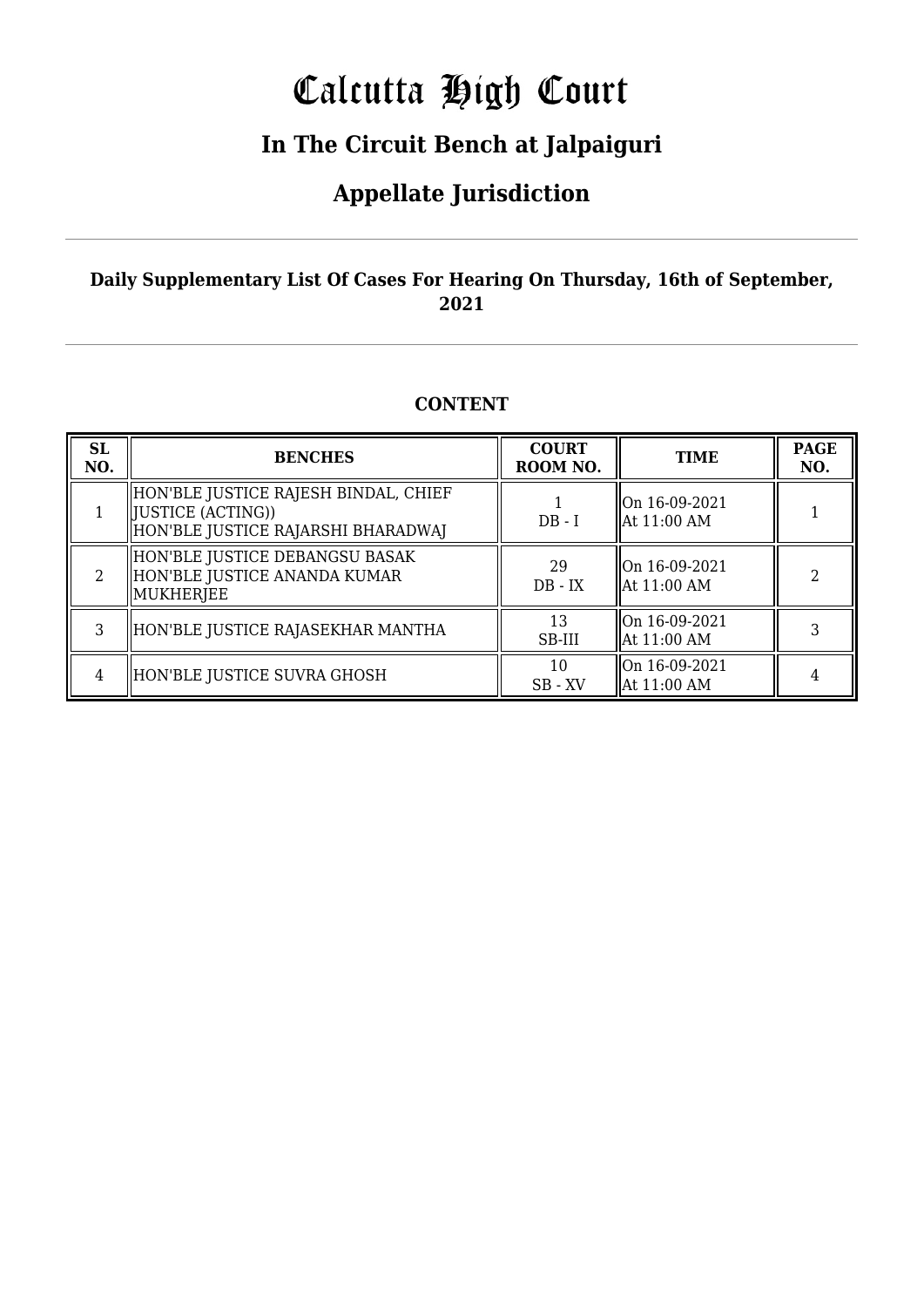# Calcutta High Court

## In The Circuit Bench at Jalpaiguri

## Appellate Jurisdiction

**Daily Supplementary List Of Cases For Hearing On Thursday, 16th of September, 2021**

**CONTENT**

| SL NO. | BENCHES | COURT ROOM NO. | TIME | PAGE NO. |
|---|---|---|---|---|
| 1 | HON'BLE JUSTICE RAJESH BINDAL, CHIEF JUSTICE (ACTING)) HON'BLE JUSTICE RAJARSHI BHARADWAJ | 1 DB - I | On 16-09-2021 At 11:00 AM | 1 |
| 2 | HON'BLE JUSTICE DEBANGSU BASAK HON'BLE JUSTICE ANANDA KUMAR MUKHERJEE | 29 DB - IX | On 16-09-2021 At 11:00 AM | 2 |
| 3 | HON'BLE JUSTICE RAJASEKHAR MANTHA | 13 SB-III | On 16-09-2021 At 11:00 AM | 3 |
| 4 | HON'BLE JUSTICE SUVRA GHOSH | 10 SB - XV | On 16-09-2021 At 11:00 AM | 4 |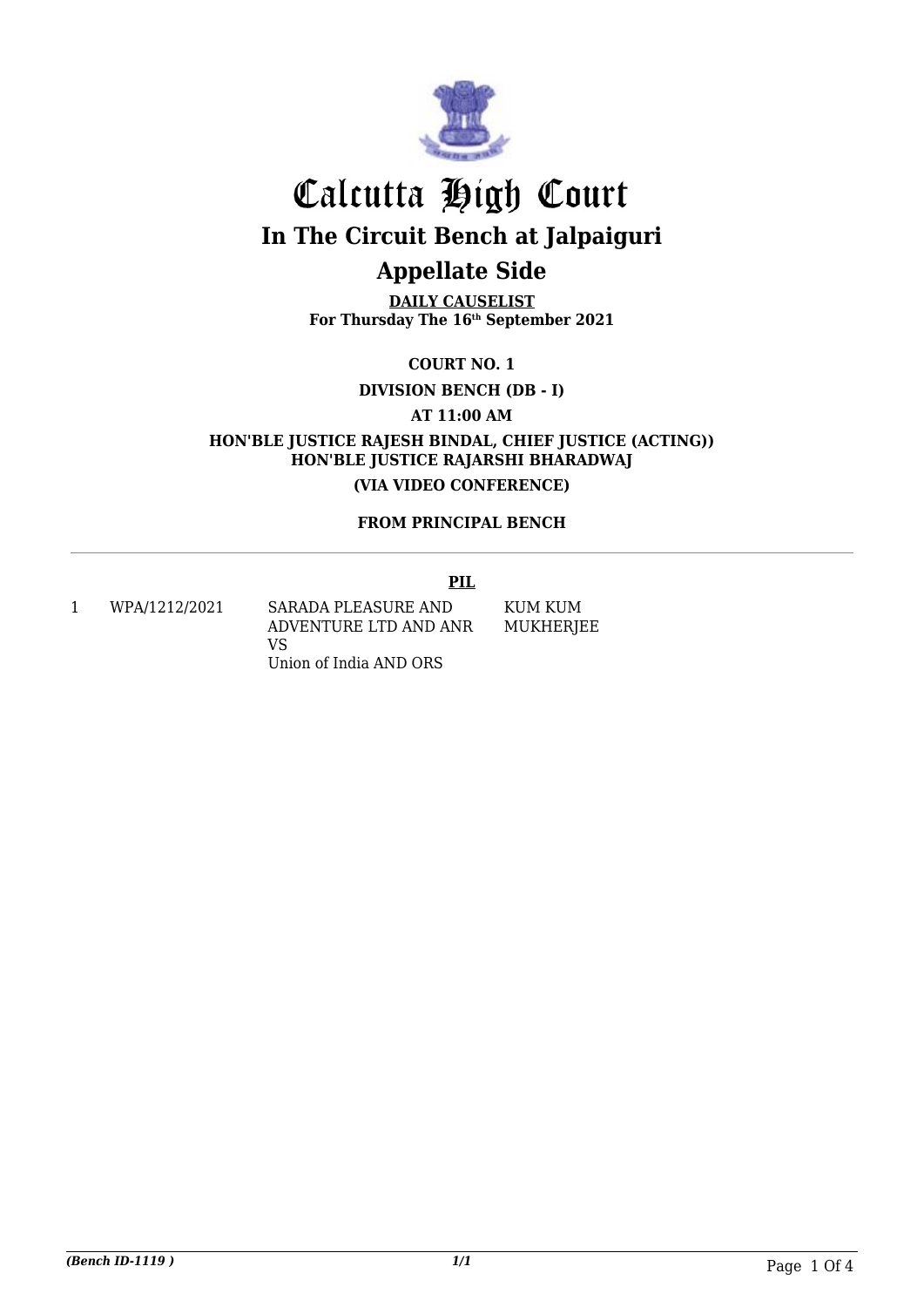# Calcutta High Court

## In The Circuit Bench at Jalpaiguri

## Appellate Side

**DAILY CAUSELIST**
**For Thursday The 16th September 2021**

**COURT NO. 1**

**DIVISION BENCH (DB - I)**

**AT 11:00 AM**

**HON'BLE JUSTICE RAJESH BINDAL, CHIEF JUSTICE (ACTING))**
**HON'BLE JUSTICE RAJARSHI BHARADWAJ**

**(VIA VIDEO CONFERENCE)**

**FROM PRINCIPAL BENCH**

---

**PIL**

| | | | |
|---|---|---|---|
| 1 | WPA/1212/2021 | SARADA PLEASURE AND ADVENTURE LTD AND ANR VS Union of India AND ORS | KUM KUM MUKHERJEE |

*(Bench ID-1119 )* *1/1*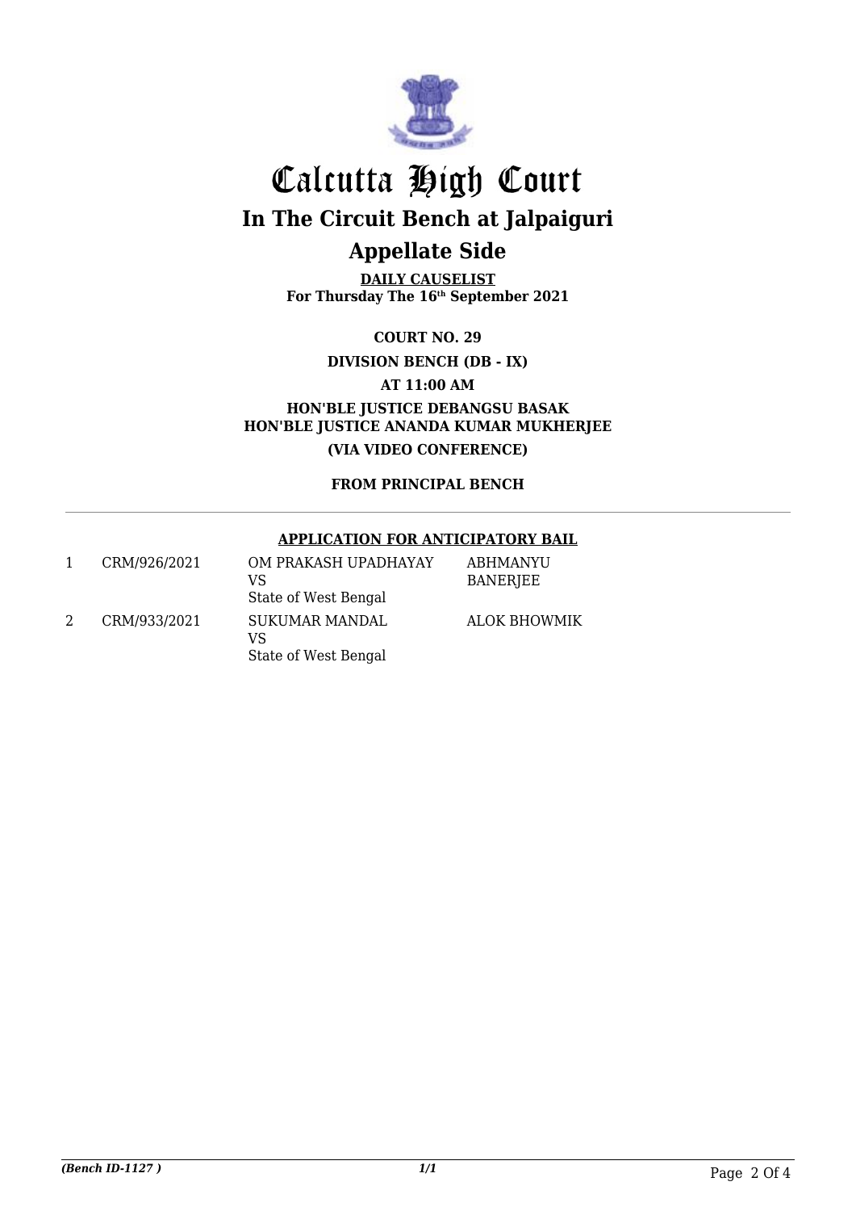# Calcutta High Court

## In The Circuit Bench at Jalpaiguri

## Appellate Side

**DAILY CAUSELIST**
**For Thursday The 16th September 2021**

**COURT NO. 29**

**DIVISION BENCH (DB - IX)**

**AT 11:00 AM**

**HON'BLE JUSTICE DEBANGSU BASAK**
**HON'BLE JUSTICE ANANDA KUMAR MUKHERJEE**

**(VIA VIDEO CONFERENCE)**

**FROM PRINCIPAL BENCH**

---

**APPLICATION FOR ANTICIPATORY BAIL**

| | | | |
|---|---|---|---|
| 1 | CRM/926/2021 | OM PRAKASH UPADHAYAY<br>VS<br>State of West Bengal | ABHMANYU BANERJEE |
| 2 | CRM/933/2021 | SUKUMAR MANDAL<br>VS<br>State of West Bengal | ALOK BHOWMIK |

*(Bench ID-1127 )*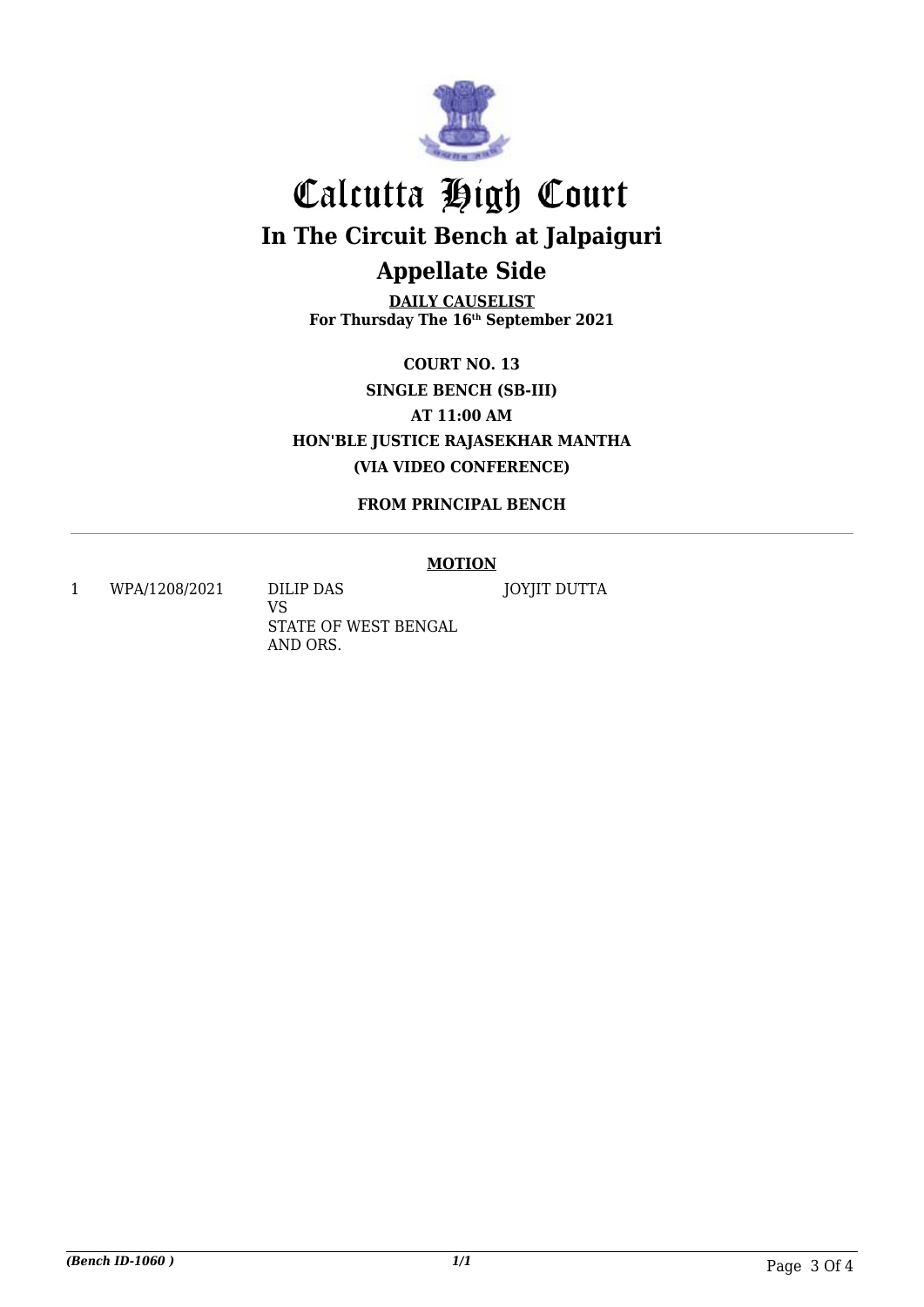# Calcutta High Court

## In The Circuit Bench at Jalpaiguri

## Appellate Side

**DAILY CAUSELIST**
**For Thursday The 16th September 2021**

**COURT NO. 13**
**SINGLE BENCH (SB-III)**
**AT 11:00 AM**
**HON'BLE JUSTICE RAJASEKHAR MANTHA**
**(VIA VIDEO CONFERENCE)**

**FROM PRINCIPAL BENCH**

---

**MOTION**

| | | | |
|---|---|---|---|
| 1 | WPA/1208/2021 | DILIP DAS<br>VS<br>STATE OF WEST BENGAL AND ORS. | JOYJIT DUTTA |

*(Bench ID-1060 )* *1/1*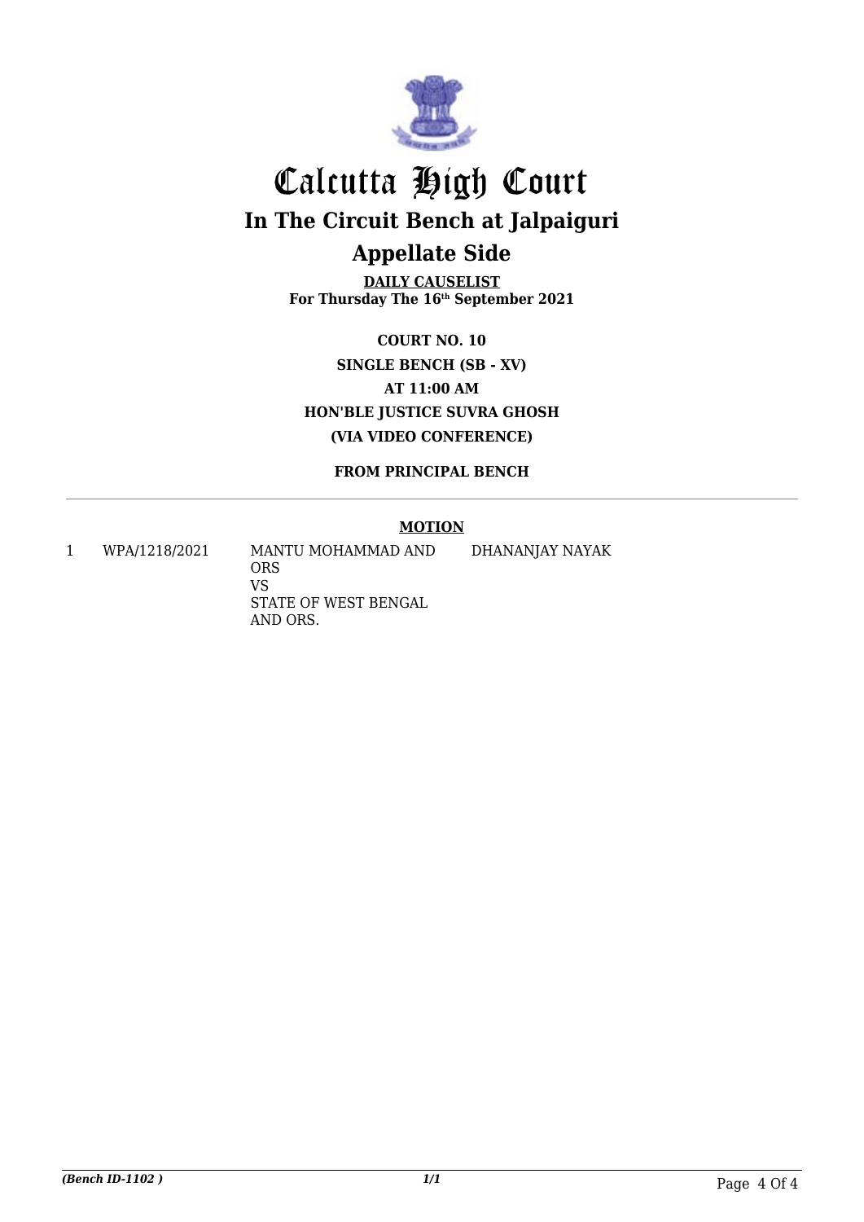# Calcutta High Court

## In The Circuit Bench at Jalpaiguri

## Appellate Side

**DAILY CAUSELIST**
**For Thursday The 16th September 2021**

**COURT NO. 10**
**SINGLE BENCH (SB - XV)**
**AT 11:00 AM**
**HON'BLE JUSTICE SUVRA GHOSH**
**(VIA VIDEO CONFERENCE)**

**FROM PRINCIPAL BENCH**

**MOTION**

| | | | |
|---|---|---|---|
| 1 | WPA/1218/2021 | MANTU MOHAMMAD AND ORS<br>VS<br>STATE OF WEST BENGAL AND ORS. | DHANANJAY NAYAK |

*(Bench ID-1102 )*